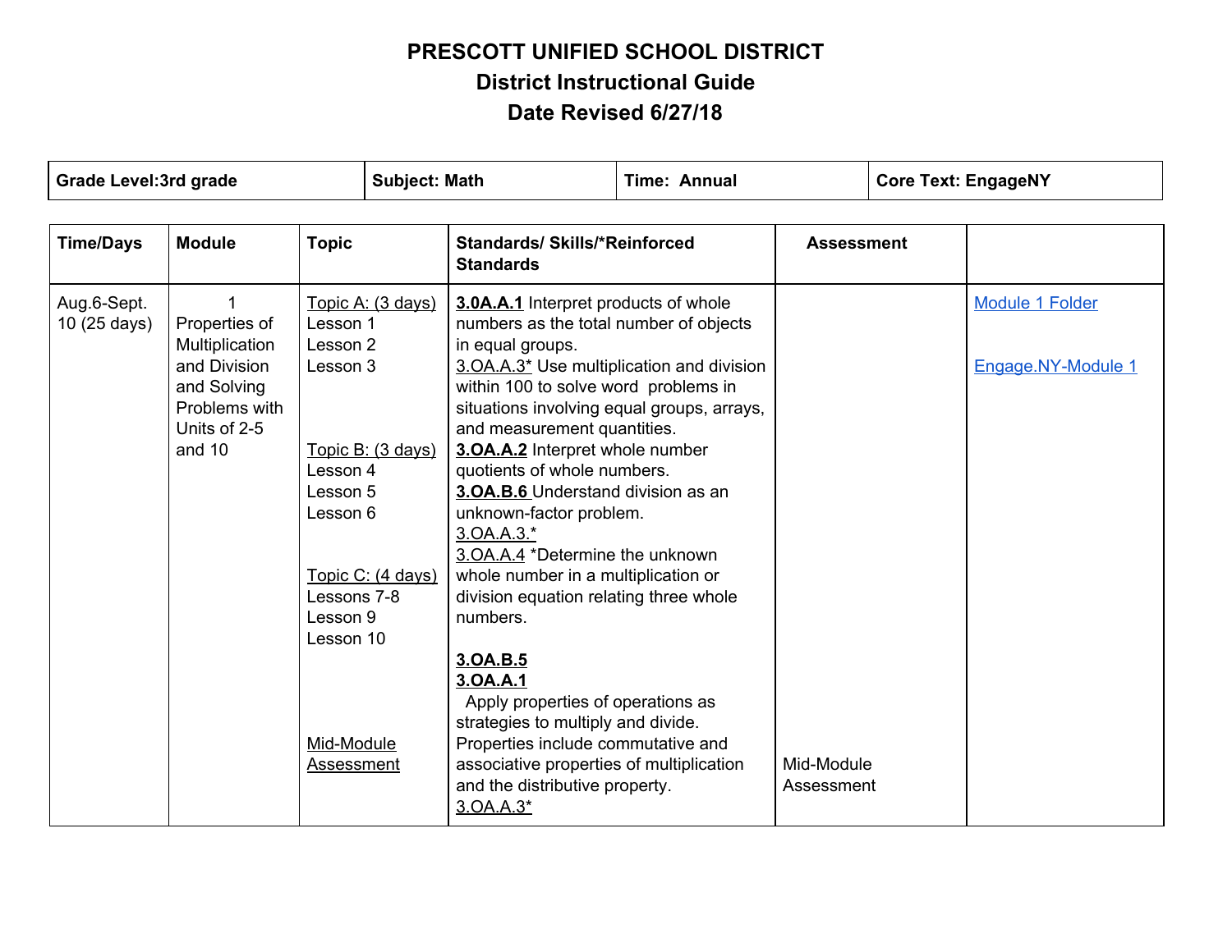# PRESCOTT UNIFIED SCHOOL DISTRICT

## District Instructional Guide

## Date Revised 6/27/18

| Grade Level:3rd grade | Subject: Math | Time: Annual | Core Text: EngageNY |
|---|---|---|---|

| Time/Days | Module | Topic | Standards/ Skills/*Reinforced Standards | Assessment | |
|---|---|---|---|---|---|
| Aug.6-Sept. 10 (25 days) | 1<br>Properties of Multiplication and Division and Solving Problems with Units of 2-5 and 10 | Topic A: (3 days)<br>Lesson 1<br>Lesson 2<br>Lesson 3<br><br>Topic B: (3 days)<br>Lesson 4<br>Lesson 5<br>Lesson 6<br><br>Topic C: (4 days)<br>Lessons 7-8<br>Lesson 9<br>Lesson 10<br><br>Mid-Module Assessment | **3.0A.A.1** Interpret products of whole numbers as the total number of objects in equal groups.<br>3.OA.A.3* Use multiplication and division within 100 to solve word problems in situations involving equal groups, arrays, and measurement quantities.<br>**3.OA.A.2** Interpret whole number quotients of whole numbers.<br>**3.OA.B.6** Understand division as an unknown-factor problem.<br>3.OA.A.3.*<br>3.OA.A.4 *Determine the unknown whole number in a multiplication or division equation relating three whole numbers.<br><br>**3.OA.B.5**<br>**3.OA.A.1**<br>Apply properties of operations as strategies to multiply and divide. Properties include commutative and associative properties of multiplication and the distributive property.<br>3.OA.A.3* | Mid-Module Assessment | Module 1 Folder<br><br>Engage.NY-Module 1 |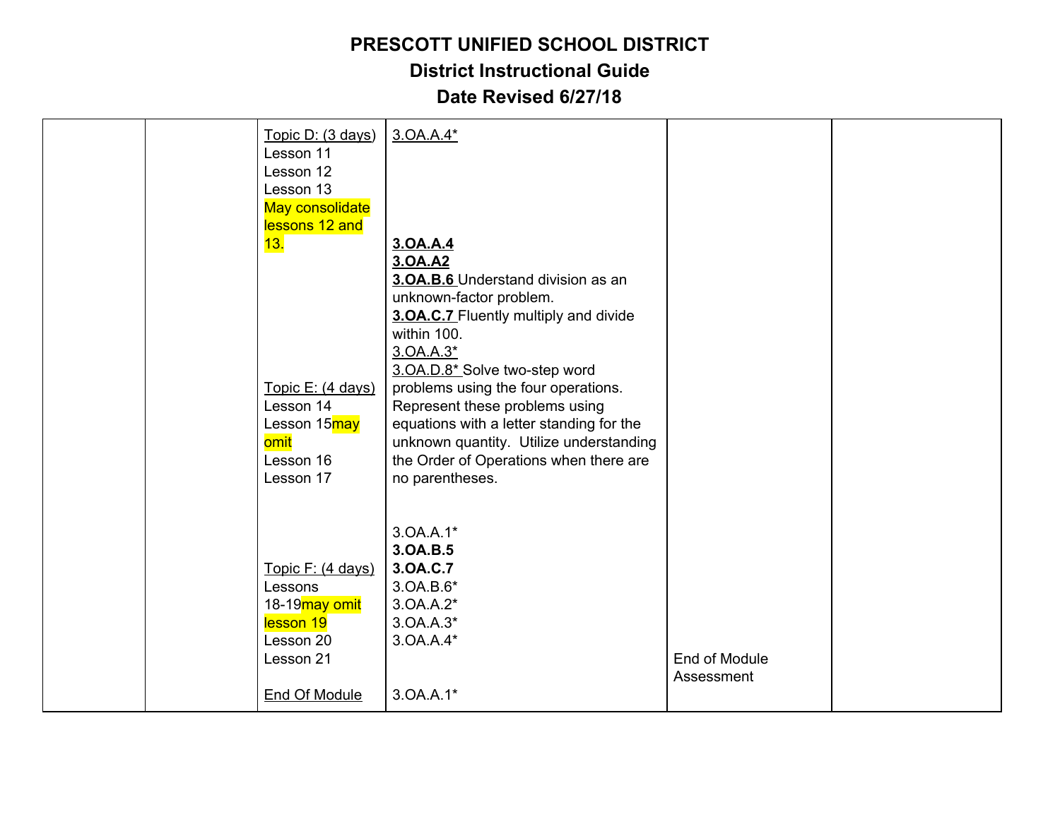# PRESCOTT UNIFIED SCHOOL DISTRICT

## District Instructional Guide

## Date Revised 6/27/18

| | | | | | |
|---|---|---|---|---|---|
| | | Topic D: (3 days)<br>Lesson 11<br>Lesson 12<br>Lesson 13<br>May consolidate lessons 12 and 13. | 3.OA.A.4* | | |
| | | Topic E: (4 days)<br>Lesson 14<br>Lesson 15may omit<br>Lesson 16<br>Lesson 17 | **3.OA.A.4**<br>**3.OA.A2**<br>**3.OA.B.6** Understand division as an unknown-factor problem.<br>**3.OA.C.7** Fluently multiply and divide within 100.<br>3.OA.A.3*<br>3.OA.D.8* Solve two-step word problems using the four operations. Represent these problems using equations with a letter standing for the unknown quantity. Utilize understanding the Order of Operations when there are no parentheses. | | |
| | | Topic F: (4 days)<br>Lessons 18-19may omit lesson 19<br>Lesson 20<br>Lesson 21 | 3.OA.A.1*<br>**3.OA.B.5**<br>**3.OA.C.7**<br>3.OA.B.6*<br>3.OA.A.2*<br>3.OA.A.3*<br>3.OA.A.4* | | |
| | | End Of Module | 3.OA.A.1* | End of Module Assessment | |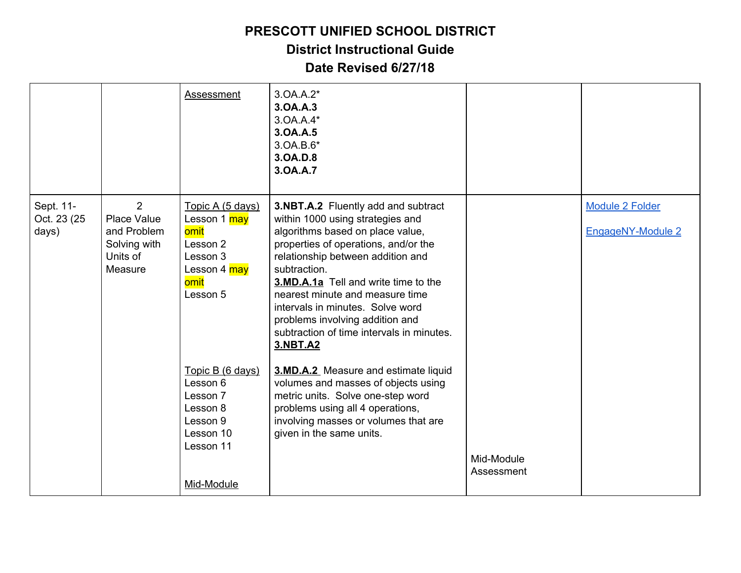# PRESCOTT UNIFIED SCHOOL DISTRICT
## District Instructional Guide
## Date Revised 6/27/18

| | | | | | |
|---|---|---|---|---|---|
| | | Assessment | 3.OA.A.2*<br>**3.OA.A.3**<br>3.OA.A.4*<br>**3.OA.A.5**<br>3.OA.B.6*<br>**3.OA.D.8**<br>**3.OA.A.7** | | |
| Sept. 11- Oct. 23 (25 days) | 2<br>Place Value and Problem Solving with Units of Measure | Topic A (5 days)<br>Lesson 1 may omit<br>Lesson 2<br>Lesson 3<br>Lesson 4 may omit<br>Lesson 5<br><br>Topic B (6 days)<br>Lesson 6<br>Lesson 7<br>Lesson 8<br>Lesson 9<br>Lesson 10<br>Lesson 11<br><br>Mid-Module | **3.NBT.A.2** Fluently add and subtract within 1000 using strategies and algorithms based on place value, properties of operations, and/or the relationship between addition and subtraction.<br>**3.MD.A.1a** Tell and write time to the nearest minute and measure time intervals in minutes. Solve word problems involving addition and subtraction of time intervals in minutes.<br>**3.NBT.A2**<br><br>**3.MD.A.2** Measure and estimate liquid volumes and masses of objects using metric units. Solve one-step word problems using all 4 operations, involving masses or volumes that are given in the same units. | Mid-Module Assessment | Module 2 Folder<br><br>EngageNY-Module 2 |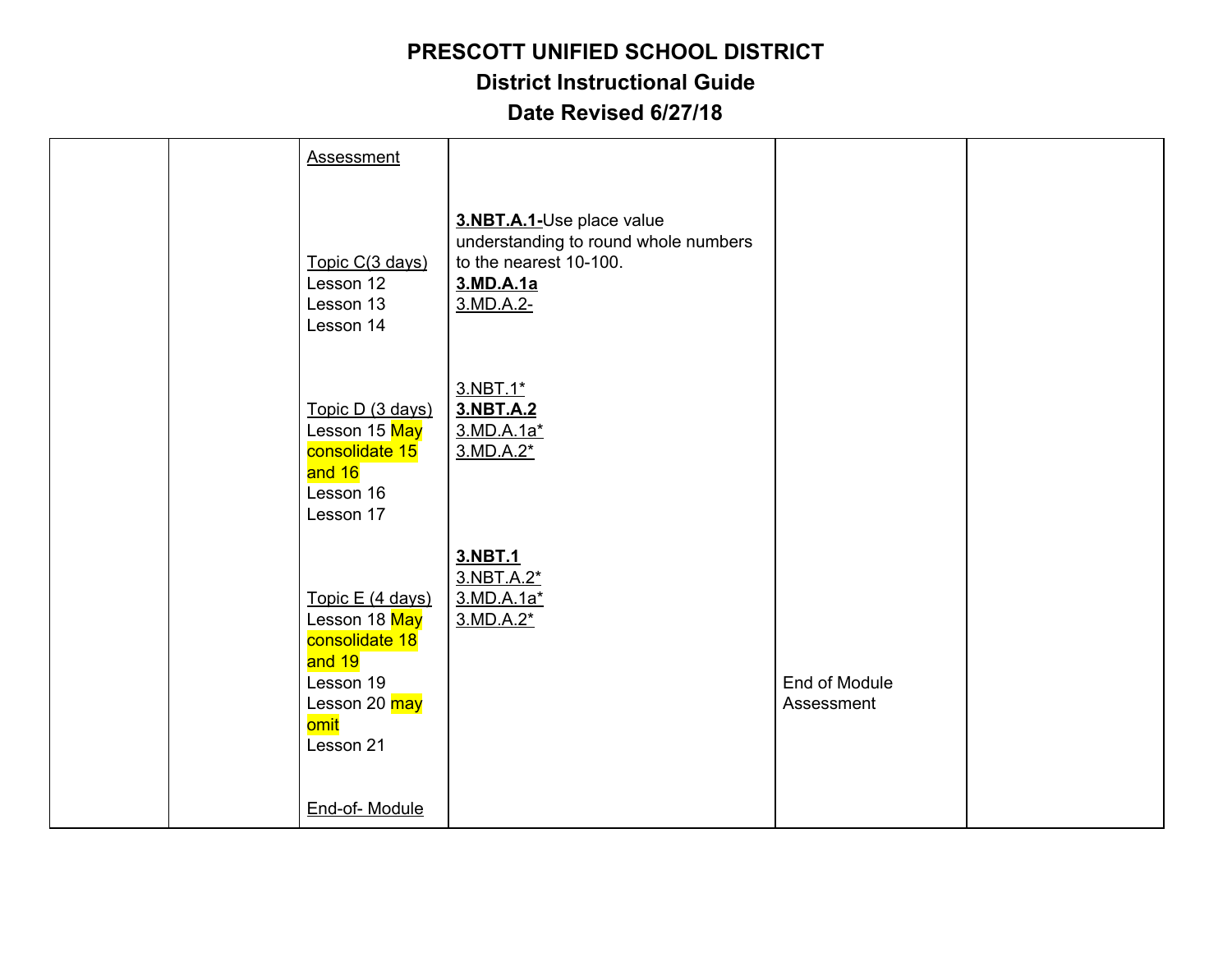# PRESCOTT UNIFIED SCHOOL DISTRICT
## District Instructional Guide
## Date Revised 6/27/18

| | | | | | |
|---|---|---|---|---|---|
| | | Assessment | | | |
| | | Topic C(3 days)<br>Lesson 12<br>Lesson 13<br>Lesson 14 | **3.NBT.A.1-**Use place value understanding to round whole numbers to the nearest 10-100.<br>**3.MD.A.1a**<br>3.MD.A.2- | | |
| | | Topic D (3 days)<br>Lesson 15 May consolidate 15 and 16<br>Lesson 16<br>Lesson 17 | 3.NBT.1*<br>**3.NBT.A.2**<br>3.MD.A.1a*<br>3.MD.A.2* | | |
| | | Topic E (4 days)<br>Lesson 18 May consolidate 18 and 19<br>Lesson 19<br>Lesson 20 may omit<br>Lesson 21 | **3.NBT.1**<br>3.NBT.A.2*<br>3.MD.A.1a*<br>3.MD.A.2* | End of Module Assessment | |
| | | End-of- Module | | | |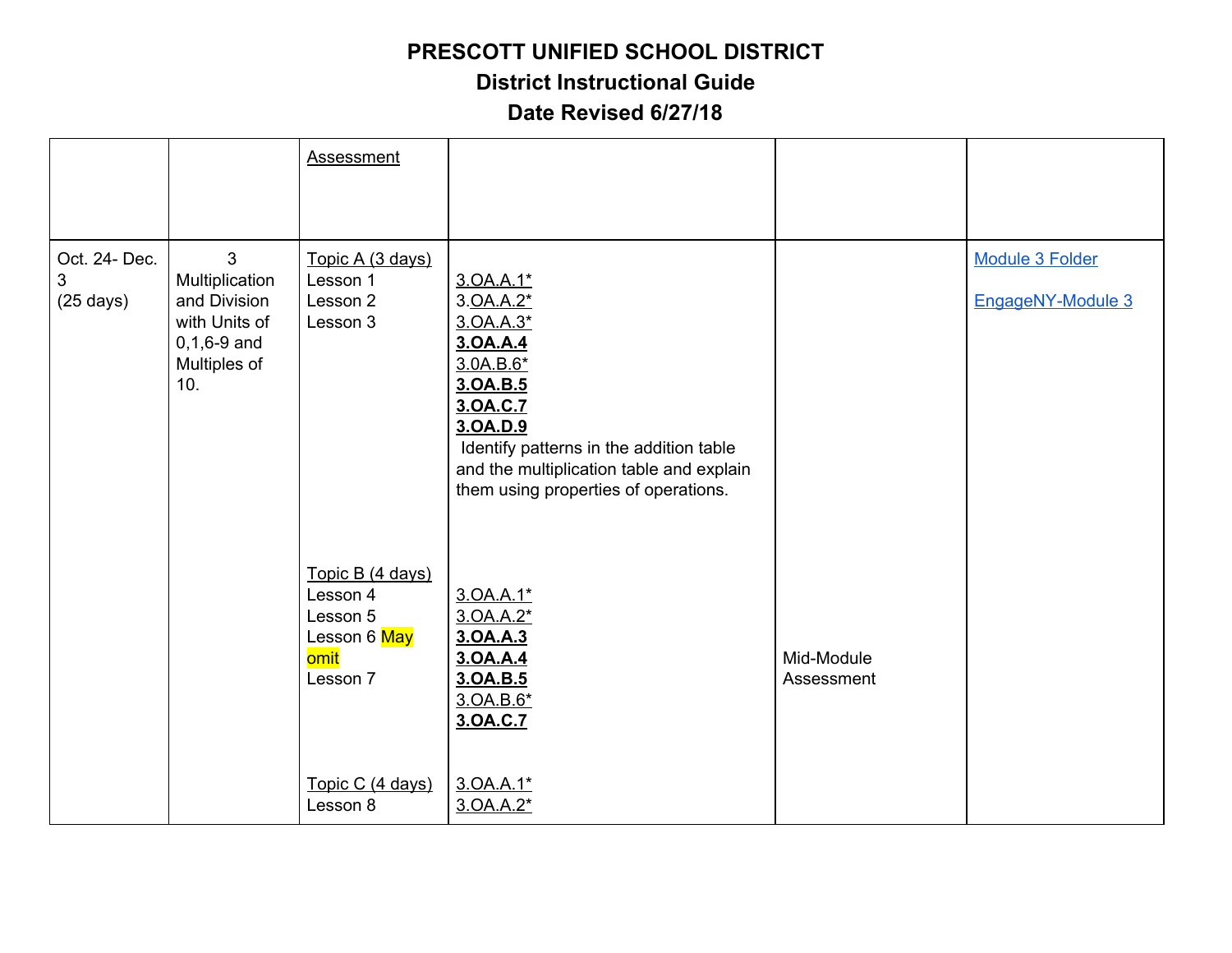# PRESCOTT UNIFIED SCHOOL DISTRICT
## District Instructional Guide
## Date Revised 6/27/18

| | | | | | |
|---|---|---|---|---|---|
| | | Assessment | | | |
| Oct. 24- Dec. 3 (25 days) | 3 Multiplication and Division with Units of 0,1,6-9 and Multiples of 10. | Topic A (3 days)<br>Lesson 1<br>Lesson 2<br>Lesson 3 | 3.OA.A.1*<br>3.OA.A.2*<br>3.OA.A.3*<br>**3.OA.A.4**<br>3.0A.B.6*<br>**3.OA.B.5**<br>**3.OA.C.7**<br>**3.OA.D.9**<br>Identify patterns in the addition table and the multiplication table and explain them using properties of operations. | | Module 3 Folder<br><br>EngageNY-Module 3 |
| | | Topic B (4 days)<br>Lesson 4<br>Lesson 5<br>Lesson 6 May omit<br>Lesson 7 | 3.OA.A.1*<br>3.OA.A.2*<br>**3.OA.A.3**<br>**3.OA.A.4**<br>**3.OA.B.5**<br>3.OA.B.6*<br>**3.OA.C.7** | Mid-Module Assessment | |
| | | Topic C (4 days)<br>Lesson 8 | 3.OA.A.1*<br>3.OA.A.2* | | |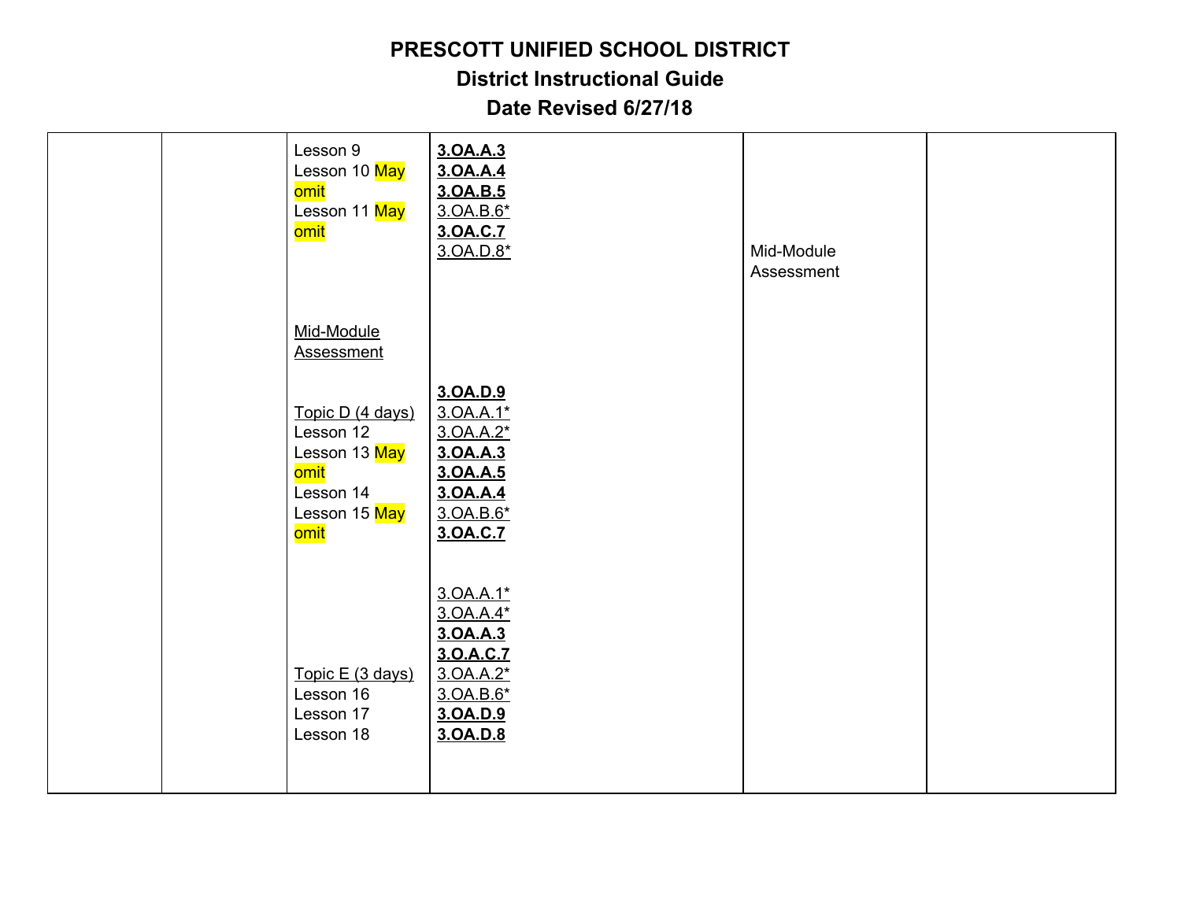# PRESCOTT UNIFIED SCHOOL DISTRICT

## District Instructional Guide

## Date Revised 6/27/18

| | | | | | |
|---|---|---|---|---|---|
| | | Lesson 9<br>Lesson 10 May omit<br>Lesson 11 May omit<br><br><br><br>Mid-Module Assessment<br><br>Topic D (4 days)<br>Lesson 12<br>Lesson 13 May omit<br>Lesson 14<br>Lesson 15 May omit<br><br><br><br><br>Topic E (3 days)<br>Lesson 16<br>Lesson 17<br>Lesson 18 | **3.OA.A.3**<br>**3.OA.A.4**<br>**3.OA.B.5**<br>3.OA.B.6*<br>**3.OA.C.7**<br>3.OA.D.8*<br><br><br><br>**3.OA.D.9**<br>3.OA.A.1*<br>3.OA.A.2*<br>**3.OA.A.3**<br>**3.OA.A.5**<br>**3.OA.A.4**<br>3.OA.B.6*<br>**3.OA.C.7**<br><br>3.OA.A.1*<br>3.OA.A.4*<br>**3.OA.A.3**<br>**3.O.A.C.7**<br>3.OA.A.2*<br>3.OA.B.6*<br>**3.OA.D.9**<br>**3.OA.D.8** | Mid-Module Assessment | |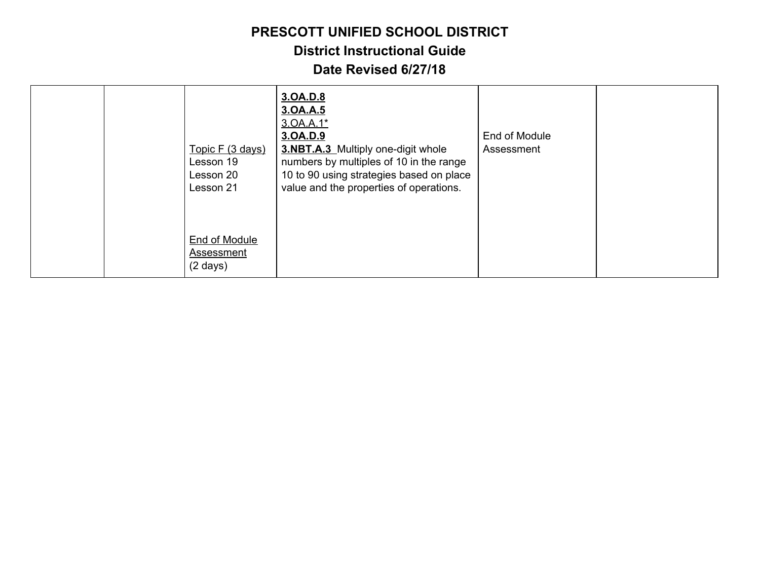# PRESCOTT UNIFIED SCHOOL DISTRICT

## District Instructional Guide

## Date Revised 6/27/18

| | | | | | |
|---|---|---|---|---|---|
| | | Topic F (3 days)<br>Lesson 19<br>Lesson 20<br>Lesson 21<br><br>End of Module Assessment<br>(2 days) | **3.OA.D.8**<br>**3.OA.A.5**<br>3.OA.A.1*<br>**3.OA.D.9**<br>**3.NBT.A.3** Multiply one-digit whole numbers by multiples of 10 in the range 10 to 90 using strategies based on place value and the properties of operations. | End of Module Assessment | |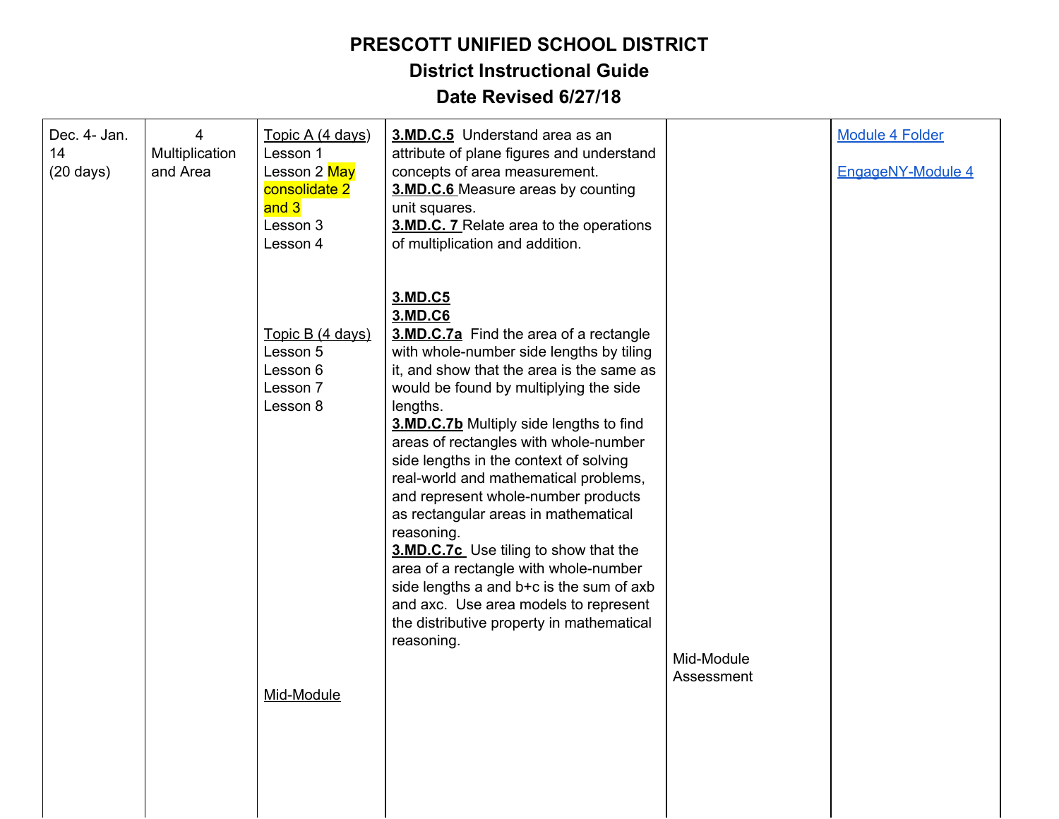# PRESCOTT UNIFIED SCHOOL DISTRICT
## District Instructional Guide
## Date Revised 6/27/18

| | | | | | |
|---|---|---|---|---|---|
| Dec. 4- Jan. 14 (20 days) | 4 Multiplication and Area | Topic A (4 days)<br>Lesson 1<br>Lesson 2 May consolidate 2 and 3<br>Lesson 3<br>Lesson 4<br><br>Topic B (4 days)<br>Lesson 5<br>Lesson 6<br>Lesson 7<br>Lesson 8<br><br>Mid-Module | **3.MD.C.5** Understand area as an attribute of plane figures and understand concepts of area measurement.<br>**3.MD.C.6** Measure areas by counting unit squares.<br>**3.MD.C. 7** Relate area to the operations of multiplication and addition.<br><br>**3.MD.C5**<br>**3.MD.C6**<br>**3.MD.C.7a** Find the area of a rectangle with whole-number side lengths by tiling it, and show that the area is the same as would be found by multiplying the side lengths.<br>**3.MD.C.7b** Multiply side lengths to find areas of rectangles with whole-number side lengths in the context of solving real-world and mathematical problems, and represent whole-number products as rectangular areas in mathematical reasoning.<br>**3.MD.C.7c** Use tiling to show that the area of a rectangle with whole-number side lengths a and b+c is the sum of axb and axc. Use area models to represent the distributive property in mathematical reasoning. | Mid-Module Assessment | Module 4 Folder<br><br>EngageNY-Module 4 |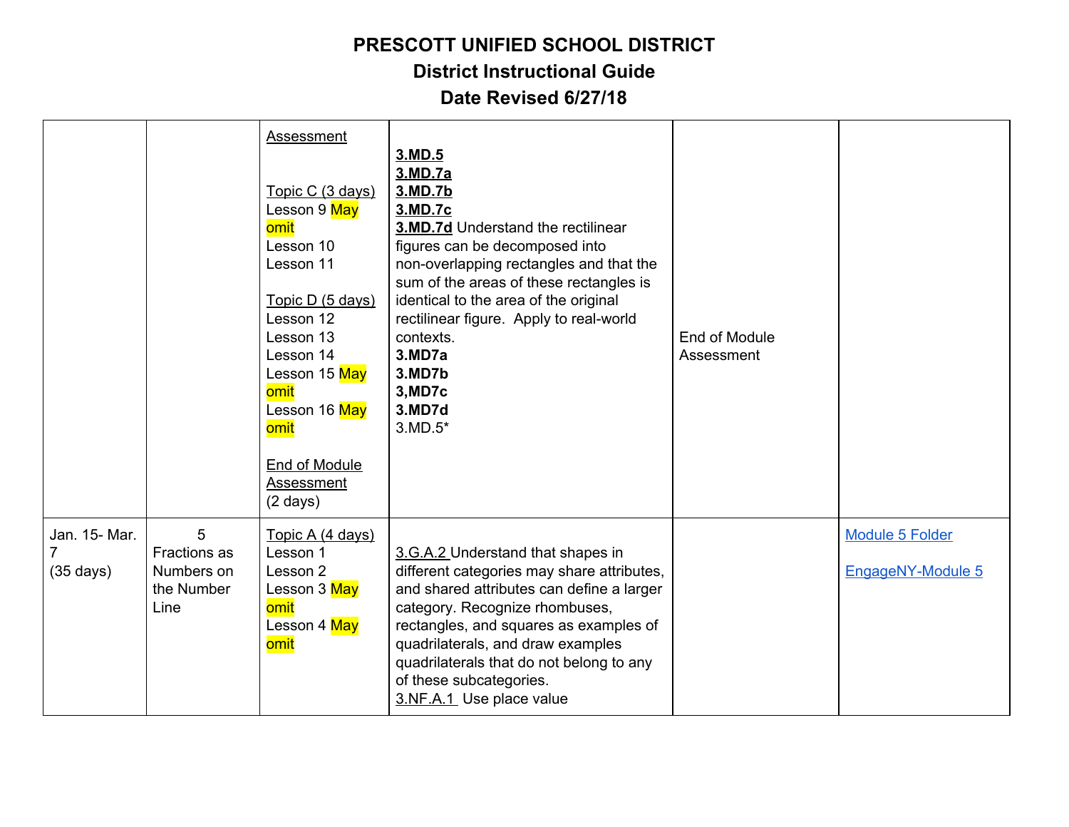# PRESCOTT UNIFIED SCHOOL DISTRICT

## District Instructional Guide

## Date Revised 6/27/18

| | | | | | |
|---|---|---|---|---|---|
| | | Assessment<br><br>Topic C (3 days)<br>Lesson 9 May omit<br>Lesson 10<br>Lesson 11<br><br>Topic D (5 days)<br>Lesson 12<br>Lesson 13<br>Lesson 14<br>Lesson 15 May omit<br>Lesson 16 May omit<br><br>End of Module Assessment (2 days) | **3.MD.5**<br>**3.MD.7a**<br>**3.MD.7b**<br>**3.MD.7c**<br>**3.MD.7d** Understand the rectilinear figures can be decomposed into non-overlapping rectangles and that the sum of the areas of these rectangles is identical to the area of the original rectilinear figure. Apply to real-world contexts.<br>**3.MD7a**<br>**3.MD7b**<br>**3,MD7c**<br>**3.MD7d**<br>3.MD.5* | End of Module Assessment | |
| Jan. 15- Mar. 7 (35 days) | 5 Fractions as Numbers on the Number Line | Topic A (4 days)<br>Lesson 1<br>Lesson 2<br>Lesson 3 May omit<br>Lesson 4 May omit | 3.G.A.2 Understand that shapes in different categories may share attributes, and shared attributes can define a larger category. Recognize rhombuses, rectangles, and squares as examples of quadrilaterals, and draw examples quadrilaterals that do not belong to any of these subcategories.<br>3.NF.A.1 Use place value | | Module 5 Folder<br><br>EngageNY-Module 5 |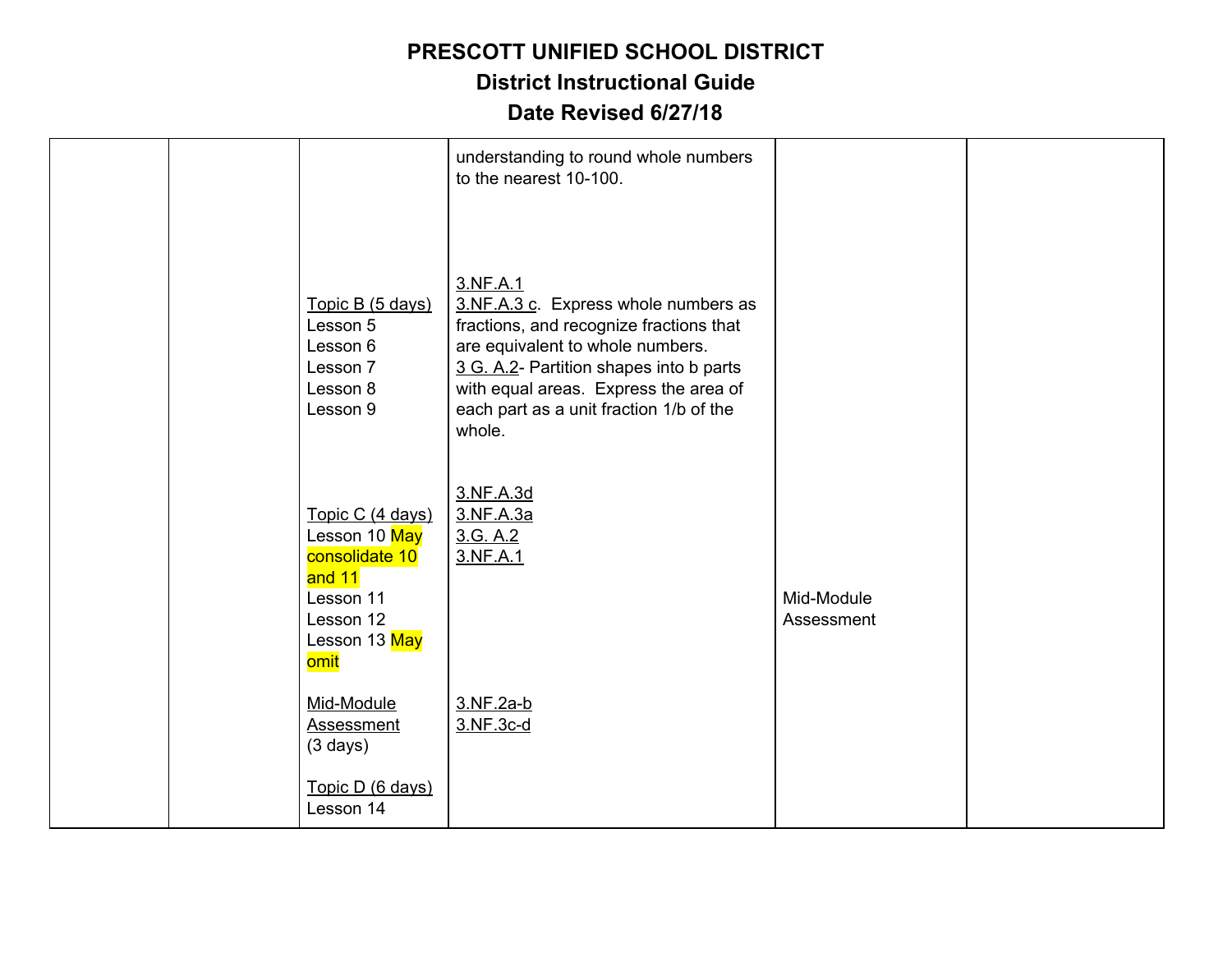# PRESCOTT UNIFIED SCHOOL DISTRICT

## District Instructional Guide

## Date Revised 6/27/18

| | | | | | |
|---|---|---|---|---|---|
| | | | understanding to round whole numbers to the nearest 10-100. | | |
| | | Topic B (5 days)<br>Lesson 5<br>Lesson 6<br>Lesson 7<br>Lesson 8<br>Lesson 9 | 3.NF.A.1<br>3.NF.A.3 c. Express whole numbers as fractions, and recognize fractions that are equivalent to whole numbers.<br>3 G. A.2- Partition shapes into b parts with equal areas. Express the area of each part as a unit fraction 1/b of the whole. | | |
| | | Topic C (4 days)<br>Lesson 10 May consolidate 10 and 11<br>Lesson 11<br>Lesson 12<br>Lesson 13 May omit | 3.NF.A.3d<br>3.NF.A.3a<br>3.G. A.2<br>3.NF.A.1 | Mid-Module Assessment | |
| | | Mid-Module Assessment (3 days) | 3.NF.2a-b<br>3.NF.3c-d | | |
| | | Topic D (6 days)<br>Lesson 14 | | | |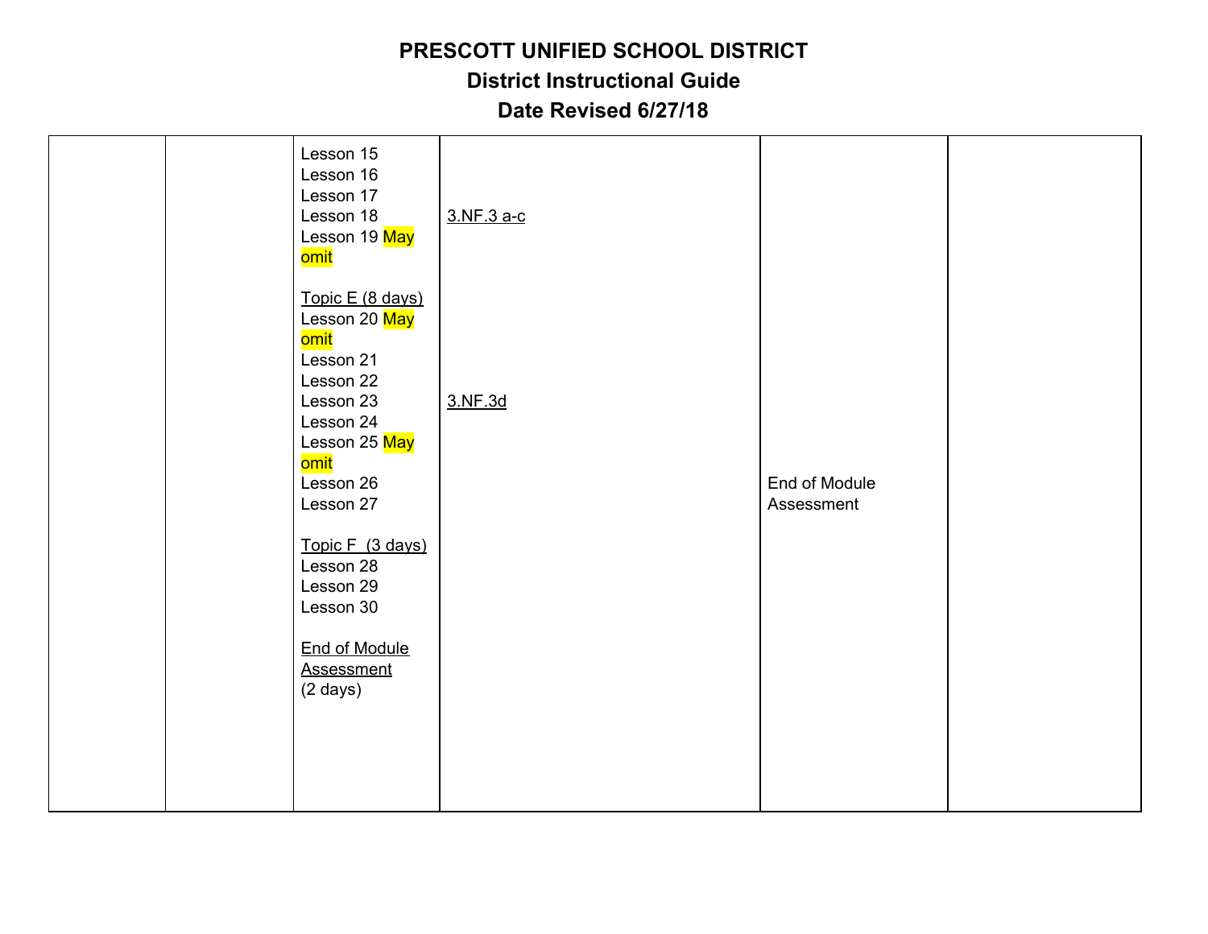# PRESCOTT UNIFIED SCHOOL DISTRICT

## District Instructional Guide

## Date Revised 6/27/18

| | | | | | |
|---|---|---|---|---|---|
| | | Lesson 15<br>Lesson 16<br>Lesson 17<br>Lesson 18<br>Lesson 19 May omit<br><br>Topic E (8 days)<br>Lesson 20 May omit<br>Lesson 21<br>Lesson 22<br>Lesson 23<br>Lesson 24<br>Lesson 25 May omit<br>Lesson 26<br>Lesson 27<br><br>Topic F (3 days)<br>Lesson 28<br>Lesson 29<br>Lesson 30<br><br>End of Module Assessment<br>(2 days) | 3.NF.3 a-c<br><br>3.NF.3d | End of Module Assessment | |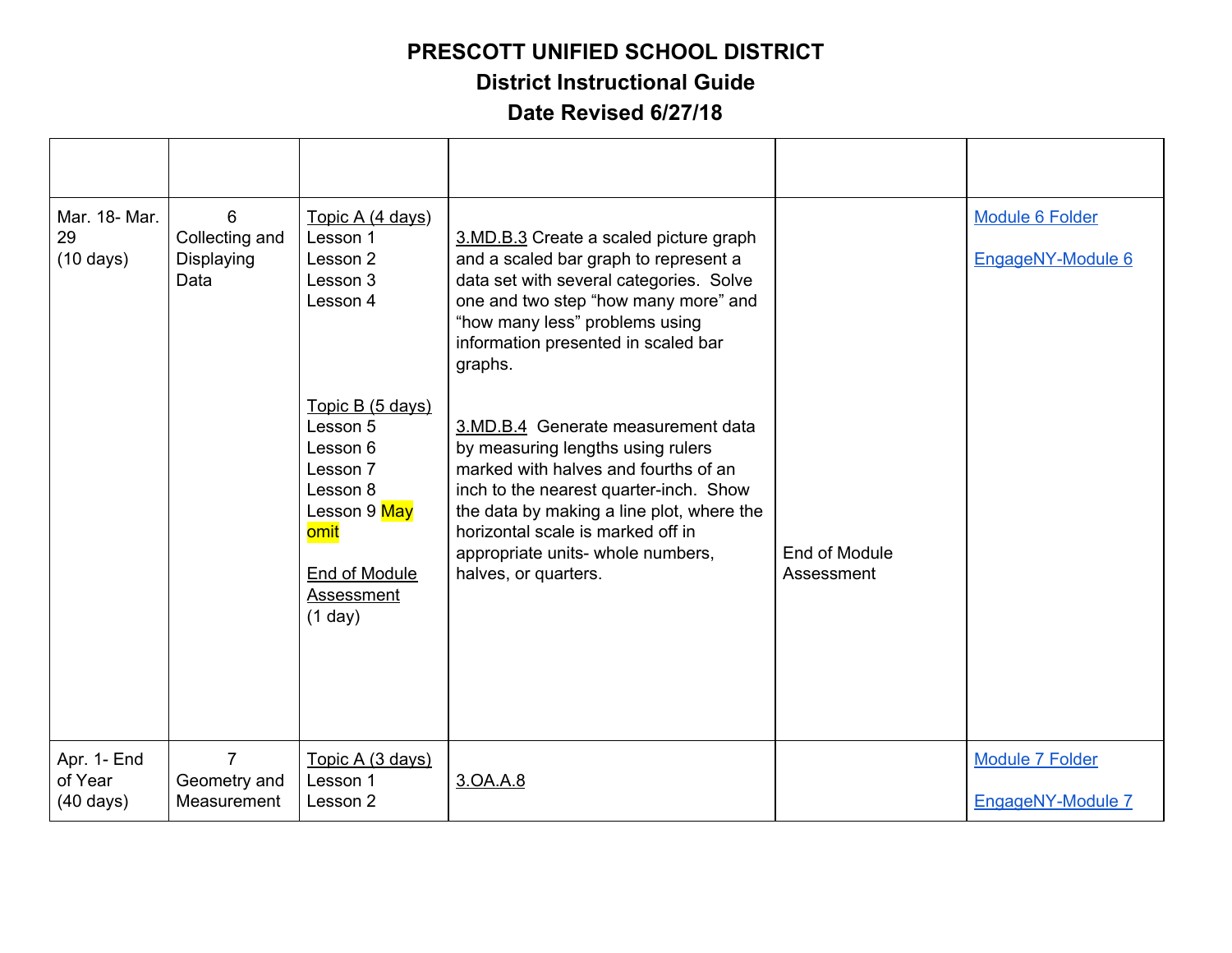**PRESCOTT UNIFIED SCHOOL DISTRICT**
**District Instructional Guide**
**Date Revised 6/27/18**

| | | | | | |
|---|---|---|---|---|---|
| Mar. 18- Mar. 29 (10 days) | 6 Collecting and Displaying Data | Topic A (4 days)<br>Lesson 1<br>Lesson 2<br>Lesson 3<br>Lesson 4<br><br>Topic B (5 days)<br>Lesson 5<br>Lesson 6<br>Lesson 7<br>Lesson 8<br>Lesson 9 May omit<br><br>End of Module Assessment (1 day) | 3.MD.B.3 Create a scaled picture graph and a scaled bar graph to represent a data set with several categories. Solve one and two step "how many more" and "how many less" problems using information presented in scaled bar graphs.<br><br>3.MD.B.4 Generate measurement data by measuring lengths using rulers marked with halves and fourths of an inch to the nearest quarter-inch. Show the data by making a line plot, where the horizontal scale is marked off in appropriate units- whole numbers, halves, or quarters. | End of Module Assessment | Module 6 Folder<br><br>EngageNY-Module 6 |
| Apr. 1- End of Year (40 days) | 7 Geometry and Measurement | Topic A (3 days)<br>Lesson 1<br>Lesson 2 | 3.OA.A.8 | | Module 7 Folder<br><br>EngageNY-Module 7 |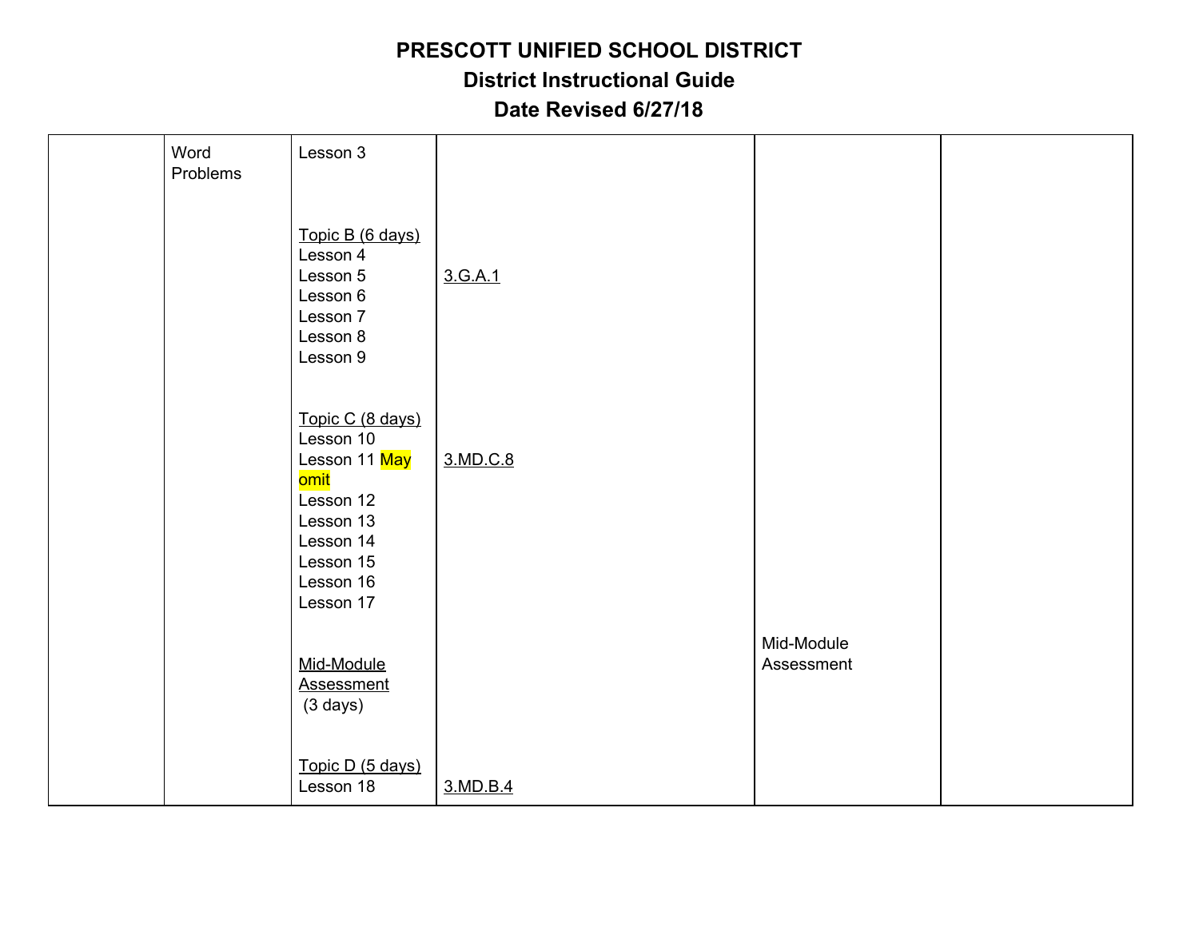# PRESCOTT UNIFIED SCHOOL DISTRICT
## District Instructional Guide
## Date Revised 6/27/18

| | | | | | |
|---|---|---|---|---|---|
| | Word Problems | Lesson 3<br><br>Topic B (6 days)<br>Lesson 4<br>Lesson 5<br>Lesson 6<br>Lesson 7<br>Lesson 8<br>Lesson 9<br><br>Topic C (8 days)<br>Lesson 10<br>Lesson 11 May omit<br>Lesson 12<br>Lesson 13<br>Lesson 14<br>Lesson 15<br>Lesson 16<br>Lesson 17<br><br>Mid-Module Assessment (3 days)<br><br>Topic D (5 days)<br>Lesson 18 | 3.G.A.1<br><br>3.MD.C.8<br><br>3.MD.B.4 | Mid-Module Assessment | |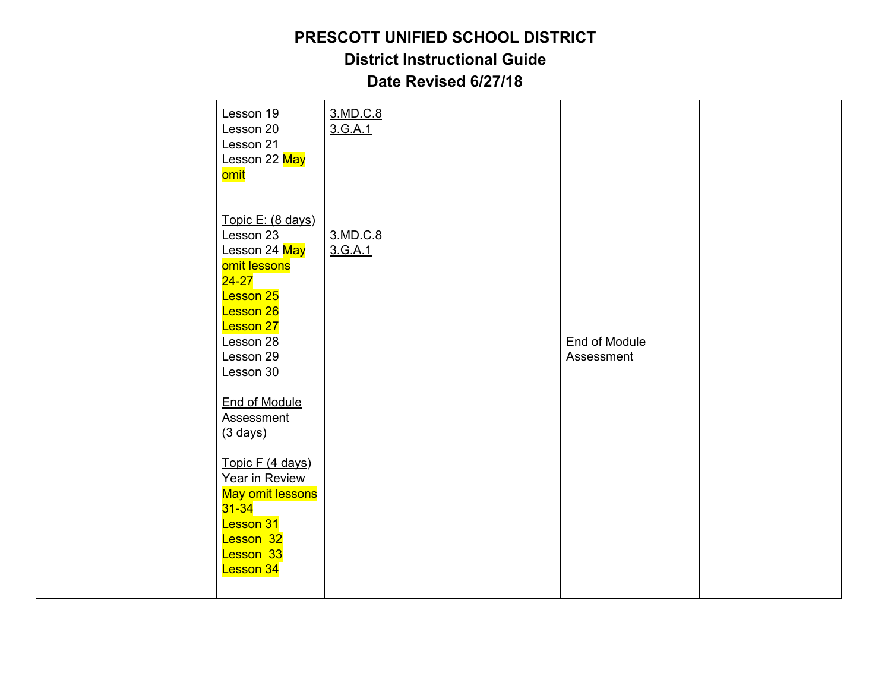# PRESCOTT UNIFIED SCHOOL DISTRICT
## District Instructional Guide
## Date Revised 6/27/18

| | | | | | |
|---|---|---|---|---|---|
| | | Lesson 19<br>Lesson 20<br>Lesson 21<br>Lesson 22 May omit<br><br>Topic E: (8 days)<br>Lesson 23<br>Lesson 24 May omit lessons 24-27<br>Lesson 25<br>Lesson 26<br>Lesson 27<br>Lesson 28<br>Lesson 29<br>Lesson 30<br><br>End of Module Assessment (3 days)<br><br>Topic F (4 days)<br>Year in Review<br>May omit lessons 31-34<br>Lesson 31<br>Lesson 32<br>Lesson 33<br>Lesson 34 | 3.MD.C.8<br>3.G.A.1<br><br>3.MD.C.8<br>3.G.A.1 | End of Module Assessment | |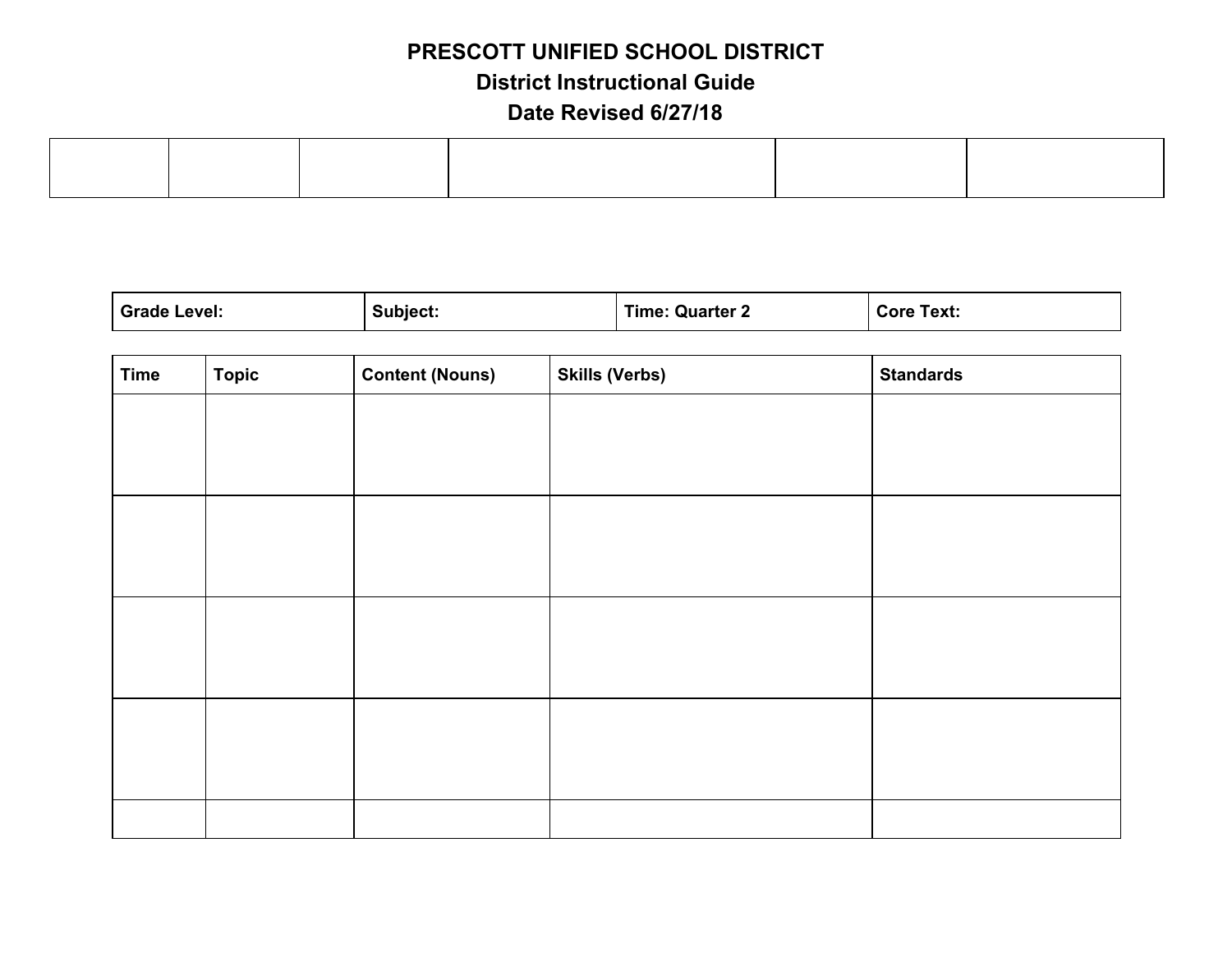**PRESCOTT UNIFIED SCHOOL DISTRICT**

**District Instructional Guide**

**Date Revised 6/27/18**

| | | | | | |
|---|---|---|---|---|---|
| | | | | | |

| Grade Level: | Subject: | Time: Quarter 2 | Core Text: |
|---|---|---|---|

| Time | Topic | Content (Nouns) | Skills (Verbs) | Standards |
|---|---|---|---|---|
| | | | | |
| | | | | |
| | | | | |
| | | | | |
| | | | | |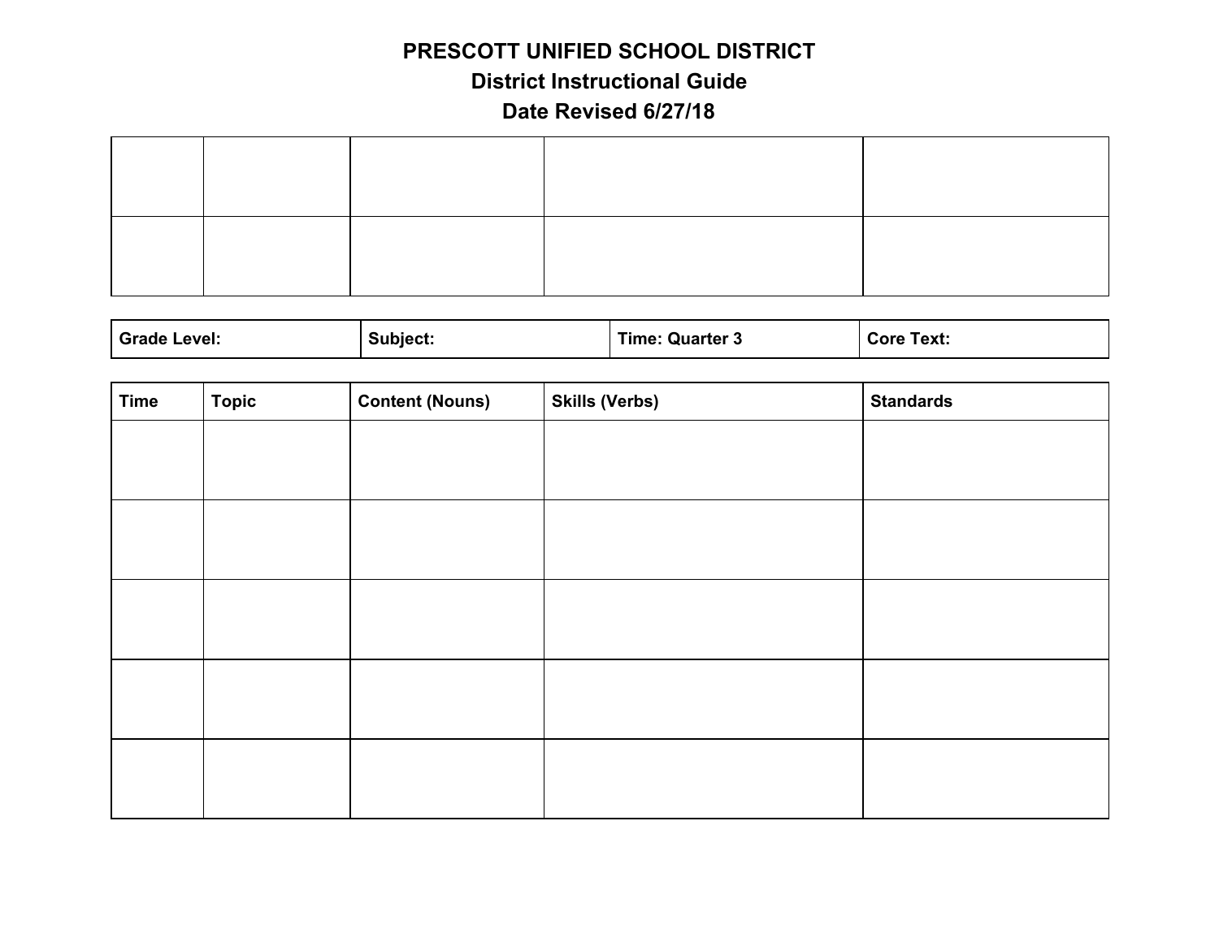**PRESCOTT UNIFIED SCHOOL DISTRICT**

**District Instructional Guide**

**Date Revised 6/27/18**

| | | | | |
|---|---|---|---|---|
| | | | | |
| | | | | |

| Grade Level: | Subject: | Time: Quarter 3 | Core Text: |
|---|---|---|---|

| Time | Topic | Content (Nouns) | Skills (Verbs) | Standards |
|---|---|---|---|---|
| | | | | |
| | | | | |
| | | | | |
| | | | | |
| | | | | |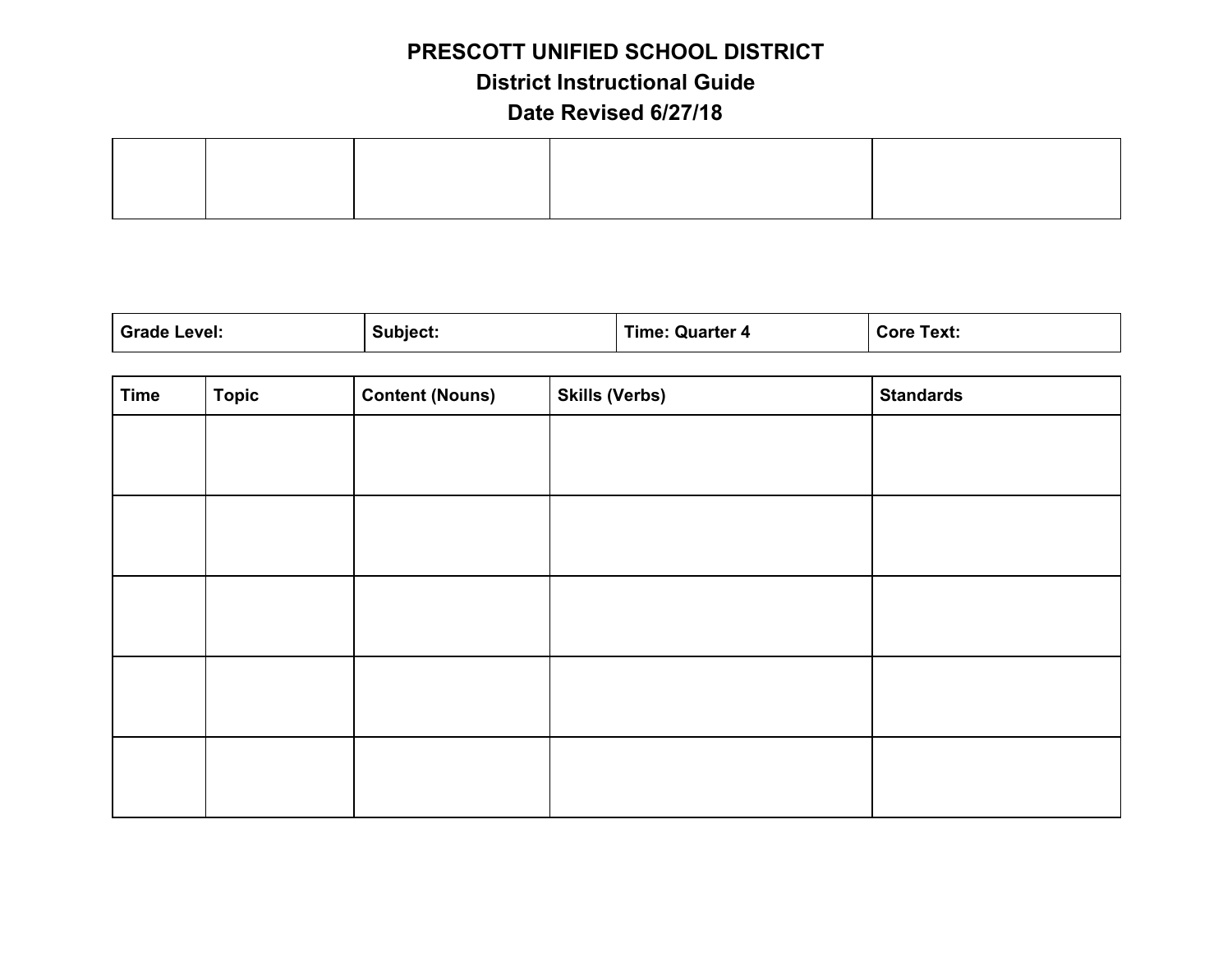**PRESCOTT UNIFIED SCHOOL DISTRICT**
**District Instructional Guide**
**Date Revised 6/27/18**

| | | | | |
|---|---|---|---|---|
| | | | | |

| Grade Level: | Subject: | Time: Quarter 4 | Core Text: |
|---|---|---|---|

| Time | Topic | Content (Nouns) | Skills (Verbs) | Standards |
|---|---|---|---|---|
| | | | | |
| | | | | |
| | | | | |
| | | | | |
| | | | | |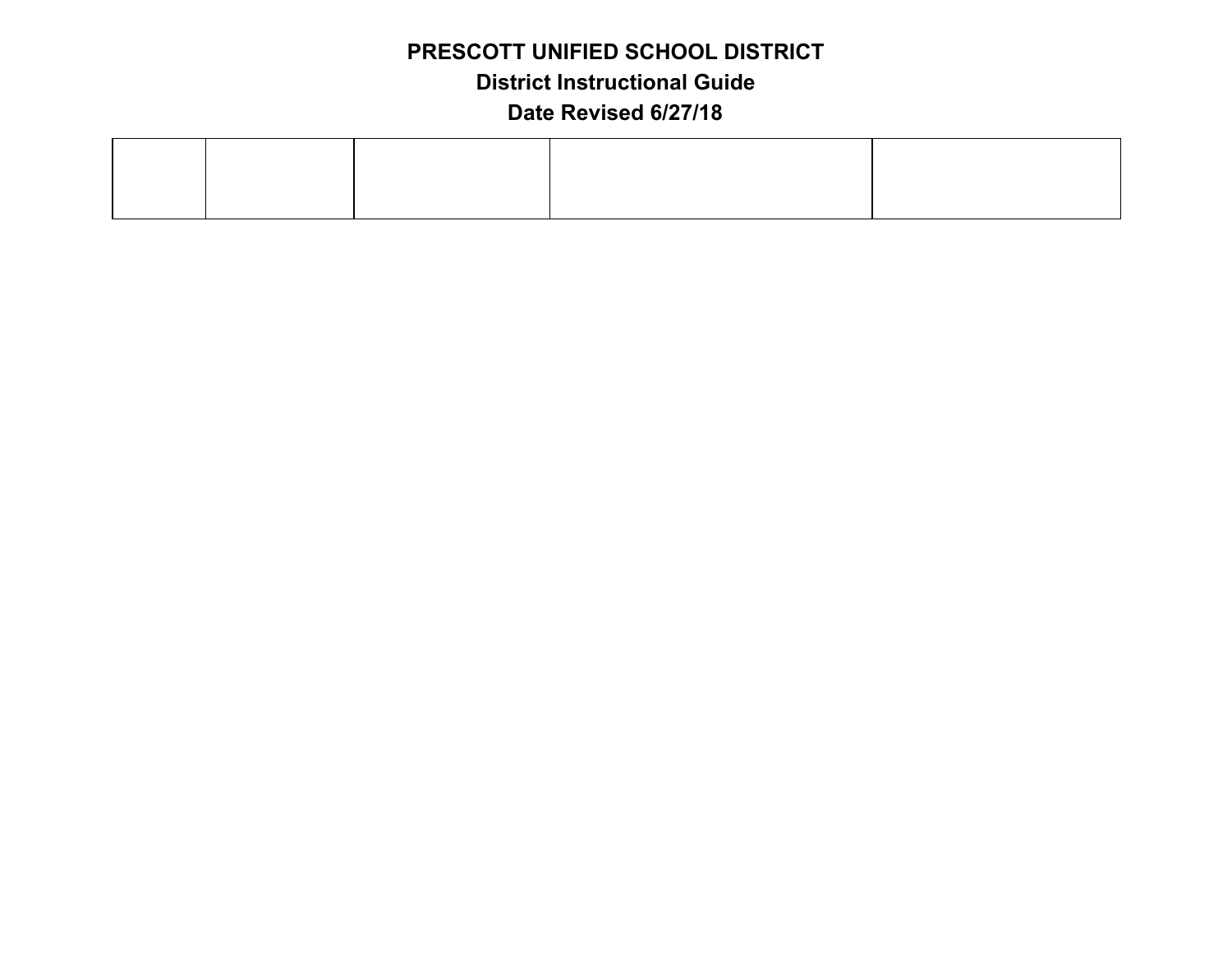**PRESCOTT UNIFIED SCHOOL DISTRICT**

**District Instructional Guide**

**Date Revised 6/27/18**

| | | | | |
|---|---|---|---|---|
| | | | | |